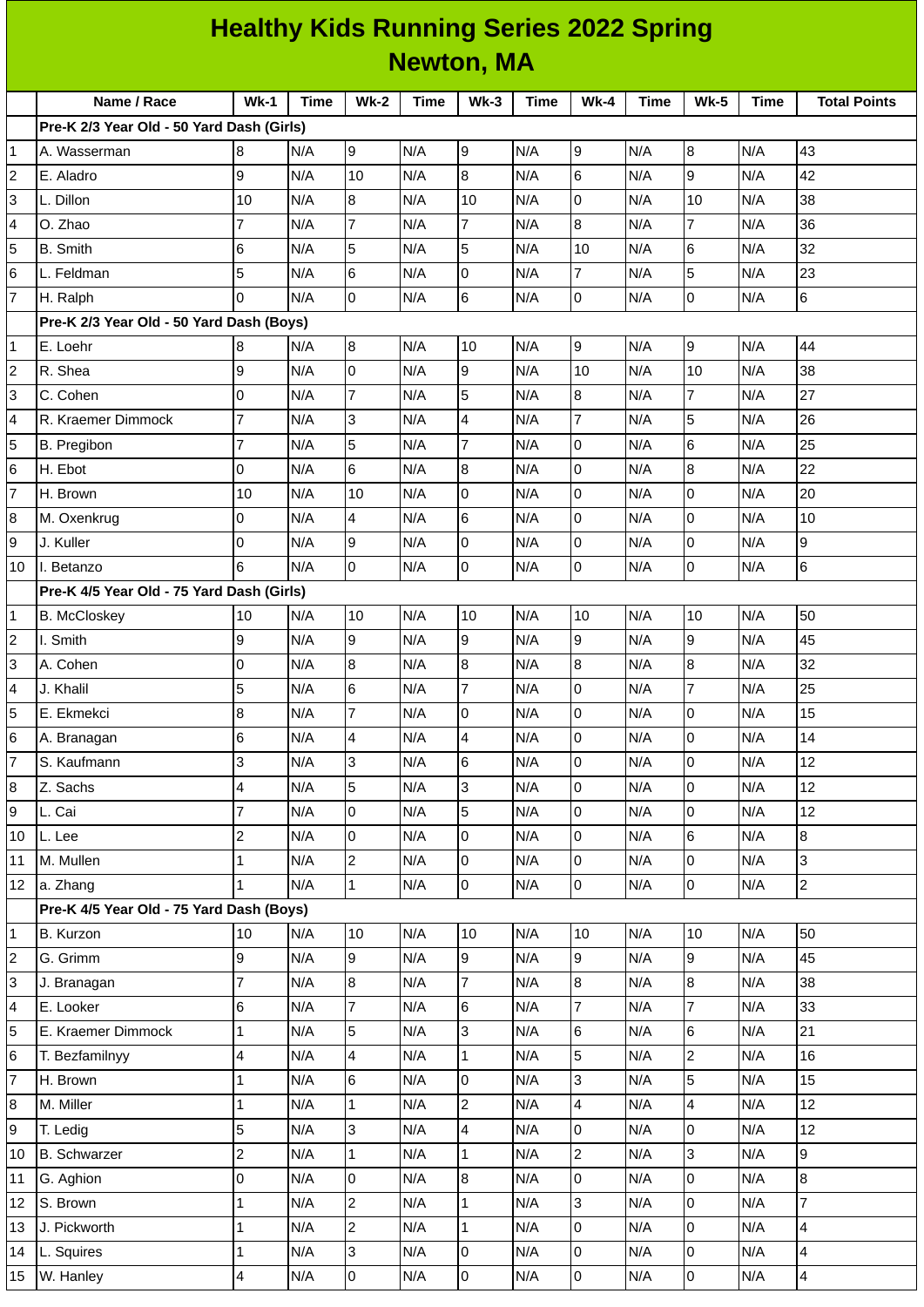# Healthy Kids Running Series 2022 Spring
## Newton, MA

| | Name / Race | Wk-1 | Time | Wk-2 | Time | Wk-3 | Time | Wk-4 | Time | Wk-5 | Time | Total Points |
|---|---|---|---|---|---|---|---|---|---|---|---|---|
| | **Pre-K 2/3 Year Old - 50 Yard Dash (Girls)** | | | | | | | | | | | |
| 1 | A. Wasserman | 8 | N/A | 9 | N/A | 9 | N/A | 9 | N/A | 8 | N/A | 43 |
| 2 | E. Aladro | 9 | N/A | 10 | N/A | 8 | N/A | 6 | N/A | 9 | N/A | 42 |
| 3 | L. Dillon | 10 | N/A | 8 | N/A | 10 | N/A | 0 | N/A | 10 | N/A | 38 |
| 4 | O. Zhao | 7 | N/A | 7 | N/A | 7 | N/A | 8 | N/A | 7 | N/A | 36 |
| 5 | B. Smith | 6 | N/A | 5 | N/A | 5 | N/A | 10 | N/A | 6 | N/A | 32 |
| 6 | L. Feldman | 5 | N/A | 6 | N/A | 0 | N/A | 7 | N/A | 5 | N/A | 23 |
| 7 | H. Ralph | 0 | N/A | 0 | N/A | 6 | N/A | 0 | N/A | 0 | N/A | 6 |
| | **Pre-K 2/3 Year Old - 50 Yard Dash (Boys)** | | | | | | | | | | | |
| 1 | E. Loehr | 8 | N/A | 8 | N/A | 10 | N/A | 9 | N/A | 9 | N/A | 44 |
| 2 | R. Shea | 9 | N/A | 0 | N/A | 9 | N/A | 10 | N/A | 10 | N/A | 38 |
| 3 | C. Cohen | 0 | N/A | 7 | N/A | 5 | N/A | 8 | N/A | 7 | N/A | 27 |
| 4 | R. Kraemer Dimmock | 7 | N/A | 3 | N/A | 4 | N/A | 7 | N/A | 5 | N/A | 26 |
| 5 | B. Pregibon | 7 | N/A | 5 | N/A | 7 | N/A | 0 | N/A | 6 | N/A | 25 |
| 6 | H. Ebot | 0 | N/A | 6 | N/A | 8 | N/A | 0 | N/A | 8 | N/A | 22 |
| 7 | H. Brown | 10 | N/A | 10 | N/A | 0 | N/A | 0 | N/A | 0 | N/A | 20 |
| 8 | M. Oxenkrug | 0 | N/A | 4 | N/A | 6 | N/A | 0 | N/A | 0 | N/A | 10 |
| 9 | J. Kuller | 0 | N/A | 9 | N/A | 0 | N/A | 0 | N/A | 0 | N/A | 9 |
| 10 | I. Betanzo | 6 | N/A | 0 | N/A | 0 | N/A | 0 | N/A | 0 | N/A | 6 |
| | **Pre-K 4/5 Year Old - 75 Yard Dash (Girls)** | | | | | | | | | | | |
| 1 | B. McCloskey | 10 | N/A | 10 | N/A | 10 | N/A | 10 | N/A | 10 | N/A | 50 |
| 2 | I. Smith | 9 | N/A | 9 | N/A | 9 | N/A | 9 | N/A | 9 | N/A | 45 |
| 3 | A. Cohen | 0 | N/A | 8 | N/A | 8 | N/A | 8 | N/A | 8 | N/A | 32 |
| 4 | J. Khalil | 5 | N/A | 6 | N/A | 7 | N/A | 0 | N/A | 7 | N/A | 25 |
| 5 | E. Ekmekci | 8 | N/A | 7 | N/A | 0 | N/A | 0 | N/A | 0 | N/A | 15 |
| 6 | A. Branagan | 6 | N/A | 4 | N/A | 4 | N/A | 0 | N/A | 0 | N/A | 14 |
| 7 | S. Kaufmann | 3 | N/A | 3 | N/A | 6 | N/A | 0 | N/A | 0 | N/A | 12 |
| 8 | Z. Sachs | 4 | N/A | 5 | N/A | 3 | N/A | 0 | N/A | 0 | N/A | 12 |
| 9 | L. Cai | 7 | N/A | 0 | N/A | 5 | N/A | 0 | N/A | 0 | N/A | 12 |
| 10 | L. Lee | 2 | N/A | 0 | N/A | 0 | N/A | 0 | N/A | 6 | N/A | 8 |
| 11 | M. Mullen | 1 | N/A | 2 | N/A | 0 | N/A | 0 | N/A | 0 | N/A | 3 |
| 12 | a. Zhang | 1 | N/A | 1 | N/A | 0 | N/A | 0 | N/A | 0 | N/A | 2 |
| | **Pre-K 4/5 Year Old - 75 Yard Dash (Boys)** | | | | | | | | | | | |
| 1 | B. Kurzon | 10 | N/A | 10 | N/A | 10 | N/A | 10 | N/A | 10 | N/A | 50 |
| 2 | G. Grimm | 9 | N/A | 9 | N/A | 9 | N/A | 9 | N/A | 9 | N/A | 45 |
| 3 | J. Branagan | 7 | N/A | 8 | N/A | 7 | N/A | 8 | N/A | 8 | N/A | 38 |
| 4 | E. Looker | 6 | N/A | 7 | N/A | 6 | N/A | 7 | N/A | 7 | N/A | 33 |
| 5 | E. Kraemer Dimmock | 1 | N/A | 5 | N/A | 3 | N/A | 6 | N/A | 6 | N/A | 21 |
| 6 | T. Bezfamilnyy | 4 | N/A | 4 | N/A | 1 | N/A | 5 | N/A | 2 | N/A | 16 |
| 7 | H. Brown | 1 | N/A | 6 | N/A | 0 | N/A | 3 | N/A | 5 | N/A | 15 |
| 8 | M. Miller | 1 | N/A | 1 | N/A | 2 | N/A | 4 | N/A | 4 | N/A | 12 |
| 9 | T. Ledig | 5 | N/A | 3 | N/A | 4 | N/A | 0 | N/A | 0 | N/A | 12 |
| 10 | B. Schwarzer | 2 | N/A | 1 | N/A | 1 | N/A | 2 | N/A | 3 | N/A | 9 |
| 11 | G. Aghion | 0 | N/A | 0 | N/A | 8 | N/A | 0 | N/A | 0 | N/A | 8 |
| 12 | S. Brown | 1 | N/A | 2 | N/A | 1 | N/A | 3 | N/A | 0 | N/A | 7 |
| 13 | J. Pickworth | 1 | N/A | 2 | N/A | 1 | N/A | 0 | N/A | 0 | N/A | 4 |
| 14 | L. Squires | 1 | N/A | 3 | N/A | 0 | N/A | 0 | N/A | 0 | N/A | 4 |
| 15 | W. Hanley | 4 | N/A | 0 | N/A | 0 | N/A | 0 | N/A | 0 | N/A | 4 |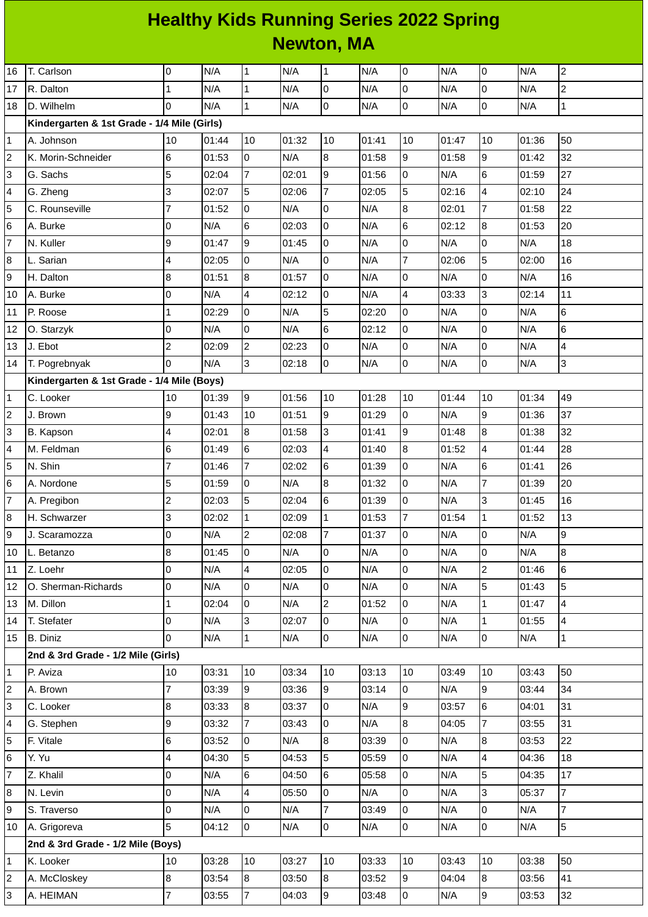# Healthy Kids Running Series 2022 Spring
## Newton, MA

| | | | | | | | | | | | | |
|---|---|---|---|---|---|---|---|---|---|---|---|---|
| 16 | T. Carlson | 0 | N/A | 1 | N/A | 1 | N/A | 0 | N/A | 0 | N/A | 2 |
| 17 | R. Dalton | 1 | N/A | 1 | N/A | 0 | N/A | 0 | N/A | 0 | N/A | 2 |
| 18 | D. Wilhelm | 0 | N/A | 1 | N/A | 0 | N/A | 0 | N/A | 0 | N/A | 1 |
| | **Kindergarten & 1st Grade - 1/4 Mile (Girls)** | | | | | | | | | | | |
| 1 | A. Johnson | 10 | 01:44 | 10 | 01:32 | 10 | 01:41 | 10 | 01:47 | 10 | 01:36 | 50 |
| 2 | K. Morin-Schneider | 6 | 01:53 | 0 | N/A | 8 | 01:58 | 9 | 01:58 | 9 | 01:42 | 32 |
| 3 | G. Sachs | 5 | 02:04 | 7 | 02:01 | 9 | 01:56 | 0 | N/A | 6 | 01:59 | 27 |
| 4 | G. Zheng | 3 | 02:07 | 5 | 02:06 | 7 | 02:05 | 5 | 02:16 | 4 | 02:10 | 24 |
| 5 | C. Rounseville | 7 | 01:52 | 0 | N/A | 0 | N/A | 8 | 02:01 | 7 | 01:58 | 22 |
| 6 | A. Burke | 0 | N/A | 6 | 02:03 | 0 | N/A | 6 | 02:12 | 8 | 01:53 | 20 |
| 7 | N. Kuller | 9 | 01:47 | 9 | 01:45 | 0 | N/A | 0 | N/A | 0 | N/A | 18 |
| 8 | L. Sarian | 4 | 02:05 | 0 | N/A | 0 | N/A | 7 | 02:06 | 5 | 02:00 | 16 |
| 9 | H. Dalton | 8 | 01:51 | 8 | 01:57 | 0 | N/A | 0 | N/A | 0 | N/A | 16 |
| 10 | A. Burke | 0 | N/A | 4 | 02:12 | 0 | N/A | 4 | 03:33 | 3 | 02:14 | 11 |
| 11 | P. Roose | 1 | 02:29 | 0 | N/A | 5 | 02:20 | 0 | N/A | 0 | N/A | 6 |
| 12 | O. Starzyk | 0 | N/A | 0 | N/A | 6 | 02:12 | 0 | N/A | 0 | N/A | 6 |
| 13 | J. Ebot | 2 | 02:09 | 2 | 02:23 | 0 | N/A | 0 | N/A | 0 | N/A | 4 |
| 14 | T. Pogrebnyak | 0 | N/A | 3 | 02:18 | 0 | N/A | 0 | N/A | 0 | N/A | 3 |
| | **Kindergarten & 1st Grade - 1/4 Mile (Boys)** | | | | | | | | | | | |
| 1 | C. Looker | 10 | 01:39 | 9 | 01:56 | 10 | 01:28 | 10 | 01:44 | 10 | 01:34 | 49 |
| 2 | J. Brown | 9 | 01:43 | 10 | 01:51 | 9 | 01:29 | 0 | N/A | 9 | 01:36 | 37 |
| 3 | B. Kapson | 4 | 02:01 | 8 | 01:58 | 3 | 01:41 | 9 | 01:48 | 8 | 01:38 | 32 |
| 4 | M. Feldman | 6 | 01:49 | 6 | 02:03 | 4 | 01:40 | 8 | 01:52 | 4 | 01:44 | 28 |
| 5 | N. Shin | 7 | 01:46 | 7 | 02:02 | 6 | 01:39 | 0 | N/A | 6 | 01:41 | 26 |
| 6 | A. Nordone | 5 | 01:59 | 0 | N/A | 8 | 01:32 | 0 | N/A | 7 | 01:39 | 20 |
| 7 | A. Pregibon | 2 | 02:03 | 5 | 02:04 | 6 | 01:39 | 0 | N/A | 3 | 01:45 | 16 |
| 8 | H. Schwarzer | 3 | 02:02 | 1 | 02:09 | 1 | 01:53 | 7 | 01:54 | 1 | 01:52 | 13 |
| 9 | J. Scaramozza | 0 | N/A | 2 | 02:08 | 7 | 01:37 | 0 | N/A | 0 | N/A | 9 |
| 10 | L. Betanzo | 8 | 01:45 | 0 | N/A | 0 | N/A | 0 | N/A | 0 | N/A | 8 |
| 11 | Z. Loehr | 0 | N/A | 4 | 02:05 | 0 | N/A | 0 | N/A | 2 | 01:46 | 6 |
| 12 | O. Sherman-Richards | 0 | N/A | 0 | N/A | 0 | N/A | 0 | N/A | 5 | 01:43 | 5 |
| 13 | M. Dillon | 1 | 02:04 | 0 | N/A | 2 | 01:52 | 0 | N/A | 1 | 01:47 | 4 |
| 14 | T. Stefater | 0 | N/A | 3 | 02:07 | 0 | N/A | 0 | N/A | 1 | 01:55 | 4 |
| 15 | B. Diniz | 0 | N/A | 1 | N/A | 0 | N/A | 0 | N/A | 0 | N/A | 1 |
| | **2nd & 3rd Grade - 1/2 Mile (Girls)** | | | | | | | | | | | |
| 1 | P. Aviza | 10 | 03:31 | 10 | 03:34 | 10 | 03:13 | 10 | 03:49 | 10 | 03:43 | 50 |
| 2 | A. Brown | 7 | 03:39 | 9 | 03:36 | 9 | 03:14 | 0 | N/A | 9 | 03:44 | 34 |
| 3 | C. Looker | 8 | 03:33 | 8 | 03:37 | 0 | N/A | 9 | 03:57 | 6 | 04:01 | 31 |
| 4 | G. Stephen | 9 | 03:32 | 7 | 03:43 | 0 | N/A | 8 | 04:05 | 7 | 03:55 | 31 |
| 5 | F. Vitale | 6 | 03:52 | 0 | N/A | 8 | 03:39 | 0 | N/A | 8 | 03:53 | 22 |
| 6 | Y. Yu | 4 | 04:30 | 5 | 04:53 | 5 | 05:59 | 0 | N/A | 4 | 04:36 | 18 |
| 7 | Z. Khalil | 0 | N/A | 6 | 04:50 | 6 | 05:58 | 0 | N/A | 5 | 04:35 | 17 |
| 8 | N. Levin | 0 | N/A | 4 | 05:50 | 0 | N/A | 0 | N/A | 3 | 05:37 | 7 |
| 9 | S. Traverso | 0 | N/A | 0 | N/A | 7 | 03:49 | 0 | N/A | 0 | N/A | 7 |
| 10 | A. Grigoreva | 5 | 04:12 | 0 | N/A | 0 | N/A | 0 | N/A | 0 | N/A | 5 |
| | **2nd & 3rd Grade - 1/2 Mile (Boys)** | | | | | | | | | | | |
| 1 | K. Looker | 10 | 03:28 | 10 | 03:27 | 10 | 03:33 | 10 | 03:43 | 10 | 03:38 | 50 |
| 2 | A. McCloskey | 8 | 03:54 | 8 | 03:50 | 8 | 03:52 | 9 | 04:04 | 8 | 03:56 | 41 |
| 3 | A. HEIMAN | 7 | 03:55 | 7 | 04:03 | 9 | 03:48 | 0 | N/A | 9 | 03:53 | 32 |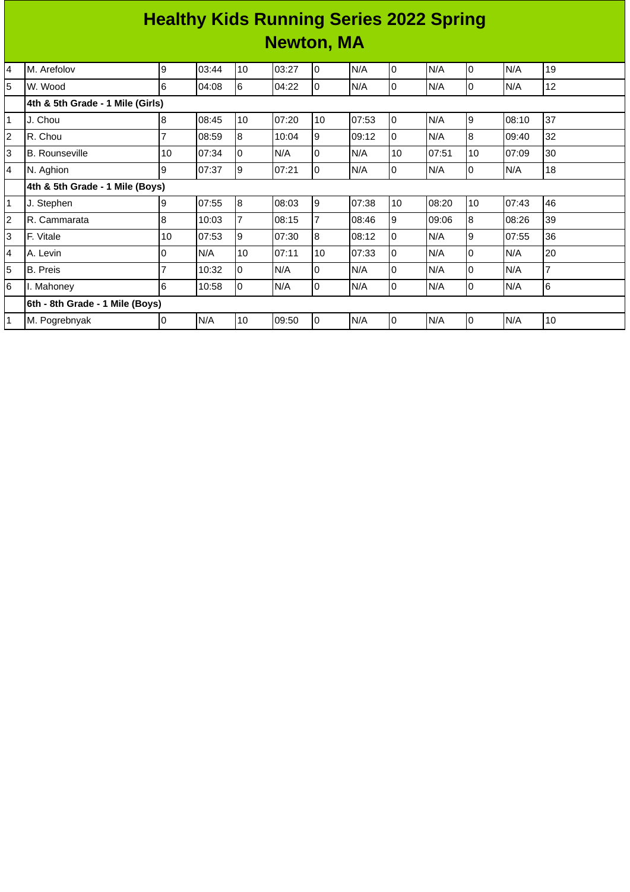# Healthy Kids Running Series 2022 Spring
## Newton, MA

| | | | | | | | | | | | | |
|---|---|---|---|---|---|---|---|---|---|---|---|---|
| 4 | M. Arefolov | 9 | 03:44 | 10 | 03:27 | 0 | N/A | 0 | N/A | 0 | N/A | 19 |
| 5 | W. Wood | 6 | 04:08 | 6 | 04:22 | 0 | N/A | 0 | N/A | 0 | N/A | 12 |
| | **4th & 5th Grade - 1 Mile (Girls)** | | | | | | | | | | | |
| 1 | J. Chou | 8 | 08:45 | 10 | 07:20 | 10 | 07:53 | 0 | N/A | 9 | 08:10 | 37 |
| 2 | R. Chou | 7 | 08:59 | 8 | 10:04 | 9 | 09:12 | 0 | N/A | 8 | 09:40 | 32 |
| 3 | B. Rounseville | 10 | 07:34 | 0 | N/A | 0 | N/A | 10 | 07:51 | 10 | 07:09 | 30 |
| 4 | N. Aghion | 9 | 07:37 | 9 | 07:21 | 0 | N/A | 0 | N/A | 0 | N/A | 18 |
| | **4th & 5th Grade - 1 Mile (Boys)** | | | | | | | | | | | |
| 1 | J. Stephen | 9 | 07:55 | 8 | 08:03 | 9 | 07:38 | 10 | 08:20 | 10 | 07:43 | 46 |
| 2 | R. Cammarata | 8 | 10:03 | 7 | 08:15 | 7 | 08:46 | 9 | 09:06 | 8 | 08:26 | 39 |
| 3 | F. Vitale | 10 | 07:53 | 9 | 07:30 | 8 | 08:12 | 0 | N/A | 9 | 07:55 | 36 |
| 4 | A. Levin | 0 | N/A | 10 | 07:11 | 10 | 07:33 | 0 | N/A | 0 | N/A | 20 |
| 5 | B. Preis | 7 | 10:32 | 0 | N/A | 0 | N/A | 0 | N/A | 0 | N/A | 7 |
| 6 | I. Mahoney | 6 | 10:58 | 0 | N/A | 0 | N/A | 0 | N/A | 0 | N/A | 6 |
| | **6th - 8th Grade - 1 Mile (Boys)** | | | | | | | | | | | |
| 1 | M. Pogrebnyak | 0 | N/A | 10 | 09:50 | 0 | N/A | 0 | N/A | 0 | N/A | 10 |